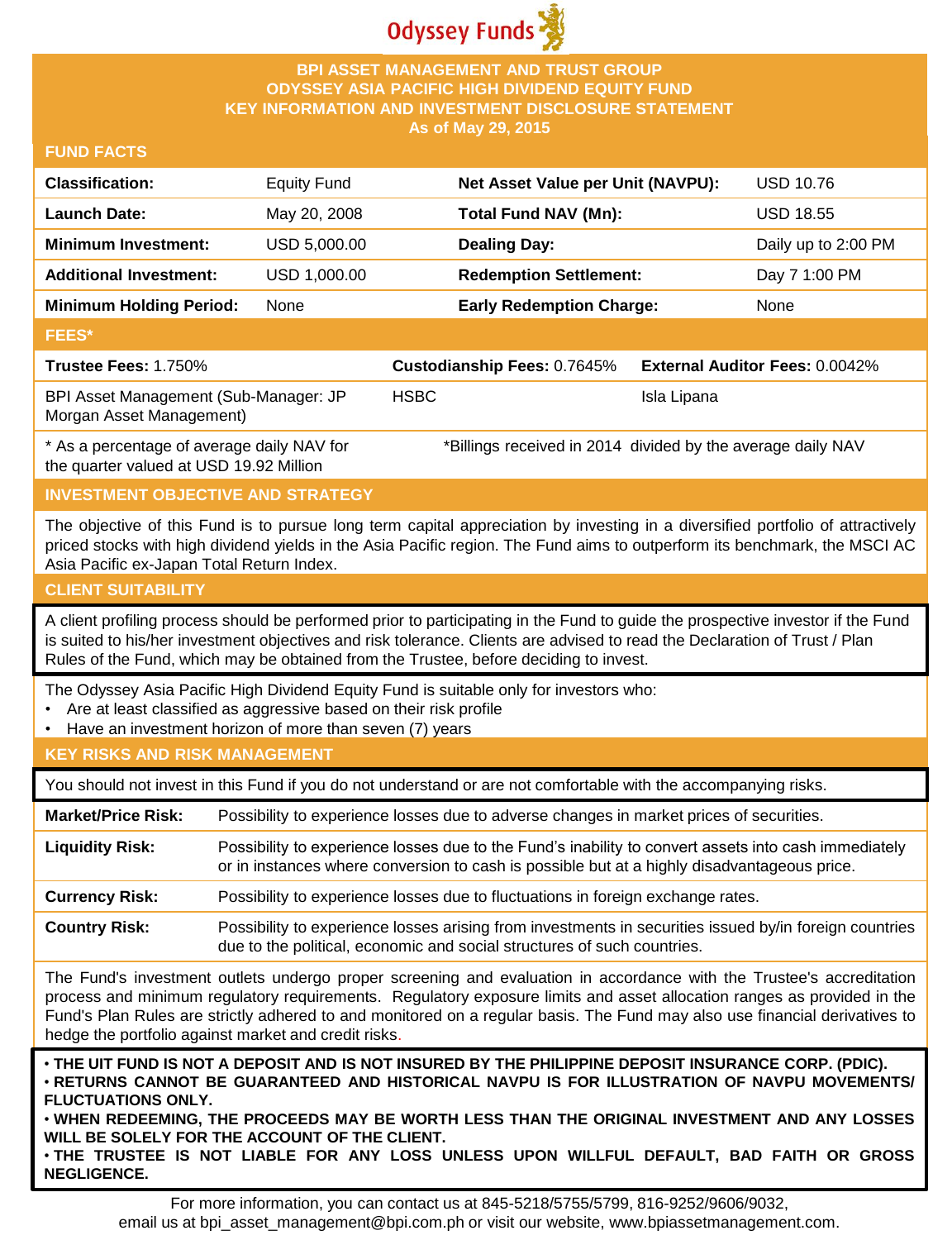Odyssey Funds

# BPI ASSET MANAGEMENT AND TRUST GROUP
# ODYSSEY ASIA PACIFIC HIGH DIVIDEND EQUITY FUND
# KEY INFORMATION AND INVESTMENT DISCLOSURE STATEMENT
## As of May 29, 2015

## FUND FACTS

| | | | |
|---|---|---|---|
| **Classification:** | Equity Fund | **Net Asset Value per Unit (NAVPU):** | USD 10.76 |
| **Launch Date:** | May 20, 2008 | **Total Fund NAV (Mn):** | USD 18.55 |
| **Minimum Investment:** | USD 5,000.00 | **Dealing Day:** | Daily up to 2:00 PM |
| **Additional Investment:** | USD 1,000.00 | **Redemption Settlement:** | Day 7 1:00 PM |
| **Minimum Holding Period:** | None | **Early Redemption Charge:** | None |

## FEES*

| | | |
|---|---|---|
| **Trustee Fees:** 1.750% | **Custodianship Fees:** 0.7645% | **External Auditor Fees:** 0.0042% |
| BPI Asset Management (Sub-Manager: JP Morgan Asset Management) | HSBC | Isla Lipana |

\* As a percentage of average daily NAV for the quarter valued at USD 19.92 Million

*Billings received in 2014 divided by the average daily NAV

## INVESTMENT OBJECTIVE AND STRATEGY

The objective of this Fund is to pursue long term capital appreciation by investing in a diversified portfolio of attractively priced stocks with high dividend yields in the Asia Pacific region. The Fund aims to outperform its benchmark, the MSCI AC Asia Pacific ex-Japan Total Return Index.

## CLIENT SUITABILITY

A client profiling process should be performed prior to participating in the Fund to guide the prospective investor if the Fund is suited to his/her investment objectives and risk tolerance. Clients are advised to read the Declaration of Trust / Plan Rules of the Fund, which may be obtained from the Trustee, before deciding to invest.

The Odyssey Asia Pacific High Dividend Equity Fund is suitable only for investors who:

- Are at least classified as aggressive based on their risk profile
- Have an investment horizon of more than seven (7) years

## KEY RISKS AND RISK MANAGEMENT

You should not invest in this Fund if you do not understand or are not comfortable with the accompanying risks.

| | |
|---|---|
| **Market/Price Risk:** | Possibility to experience losses due to adverse changes in market prices of securities. |
| **Liquidity Risk:** | Possibility to experience losses due to the Fund's inability to convert assets into cash immediately or in instances where conversion to cash is possible but at a highly disadvantageous price. |
| **Currency Risk:** | Possibility to experience losses due to fluctuations in foreign exchange rates. |
| **Country Risk:** | Possibility to experience losses arising from investments in securities issued by/in foreign countries due to the political, economic and social structures of such countries. |

The Fund's investment outlets undergo proper screening and evaluation in accordance with the Trustee's accreditation process and minimum regulatory requirements. Regulatory exposure limits and asset allocation ranges as provided in the Fund's Plan Rules are strictly adhered to and monitored on a regular basis. The Fund may also use financial derivatives to hedge the portfolio against market and credit risks.

- **THE UIT FUND IS NOT A DEPOSIT AND IS NOT INSURED BY THE PHILIPPINE DEPOSIT INSURANCE CORP. (PDIC).**
- **RETURNS CANNOT BE GUARANTEED AND HISTORICAL NAVPU IS FOR ILLUSTRATION OF NAVPU MOVEMENTS/ FLUCTUATIONS ONLY.**
- **WHEN REDEEMING, THE PROCEEDS MAY BE WORTH LESS THAN THE ORIGINAL INVESTMENT AND ANY LOSSES WILL BE SOLELY FOR THE ACCOUNT OF THE CLIENT.**
- **THE TRUSTEE IS NOT LIABLE FOR ANY LOSS UNLESS UPON WILLFUL DEFAULT, BAD FAITH OR GROSS NEGLIGENCE.**

For more information, you can contact us at 845-5218/5755/5799, 816-9252/9606/9032, email us at bpi_asset_management@bpi.com.ph or visit our website, www.bpiassetmanagement.com.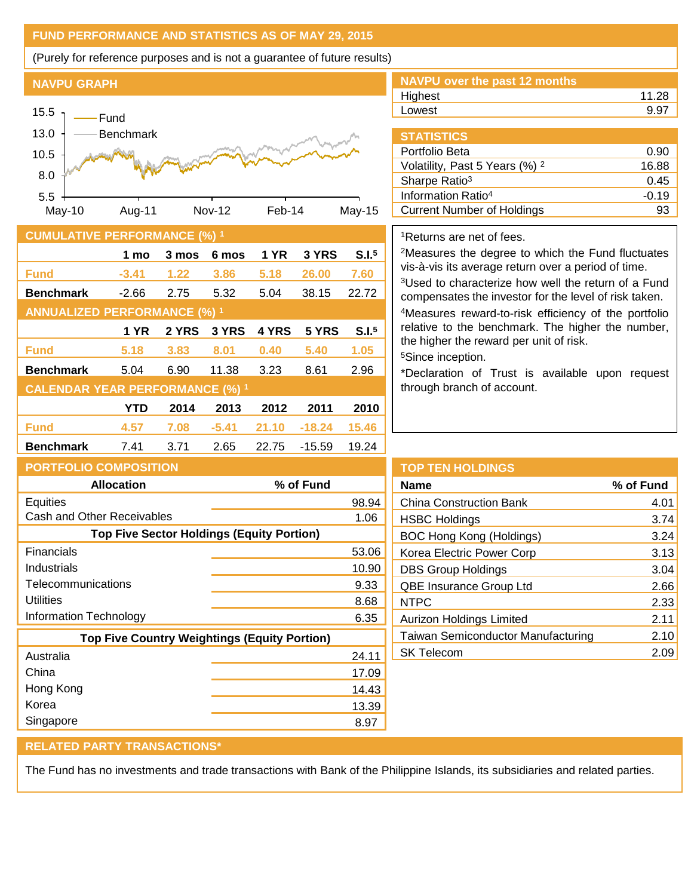## FUND PERFORMANCE AND STATISTICS AS OF MAY 29, 2015

(Purely for reference purposes and is not a guarantee of future results)

### NAVPU GRAPH

### NAVPU over the past 12 months

| | |
|---|---|
| Highest | 11.28 |
| Lowest | 9.97 |

### STATISTICS

| | |
|---|---|
| Portfolio Beta | 0.90 |
| Volatility, Past 5 Years (%) [2] | 16.88 |
| Sharpe Ratio[3] | 0.45 |
| Information Ratio[4] | -0.19 |
| Current Number of Holdings | 93 |

### CUMULATIVE PERFORMANCE (%) [1]

| | 1 mo | 3 mos | 6 mos | 1 YR | 3 YRS | S.I.[5] |
|---|---|---|---|---|---|---|
| Fund | -3.41 | 1.22 | 3.86 | 5.18 | 26.00 | 7.60 |
| Benchmark | -2.66 | 2.75 | 5.32 | 5.04 | 38.15 | 22.72 |

### ANNUALIZED PERFORMANCE (%) [1]

| | 1 YR | 2 YRS | 3 YRS | 4 YRS | 5 YRS | S.I.[5] |
|---|---|---|---|---|---|---|
| Fund | 5.18 | 3.83 | 8.01 | 0.40 | 5.40 | 1.05 |
| Benchmark | 5.04 | 6.90 | 11.38 | 3.23 | 8.61 | 2.96 |

### CALENDAR YEAR PERFORMANCE (%) [1]

| | YTD | 2014 | 2013 | 2012 | 2011 | 2010 |
|---|---|---|---|---|---|---|
| Fund | 4.57 | 7.08 | -5.41 | 21.10 | -18.24 | 15.46 |
| Benchmark | 7.41 | 3.71 | 2.65 | 22.75 | -15.59 | 19.24 |

[1]Returns are net of fees.

[2]Measures the degree to which the Fund fluctuates vis-à-vis its average return over a period of time.

[3]Used to characterize how well the return of a Fund compensates the investor for the level of risk taken.

[4]Measures reward-to-risk efficiency of the portfolio relative to the benchmark. The higher the number, the higher the reward per unit of risk.

[5]Since inception.

*Declaration of Trust is available upon request through branch of account.

### PORTFOLIO COMPOSITION

| Allocation | % of Fund |
|---|---|
| Equities | 98.94 |
| Cash and Other Receivables | 1.06 |
| **Top Five Sector Holdings (Equity Portion)** | |
| Financials | 53.06 |
| Industrials | 10.90 |
| Telecommunications | 9.33 |
| Utilities | 8.68 |
| Information Technology | 6.35 |
| **Top Five Country Weightings (Equity Portion)** | |
| Australia | 24.11 |
| China | 17.09 |
| Hong Kong | 14.43 |
| Korea | 13.39 |
| Singapore | 8.97 |

### TOP TEN HOLDINGS

| Name | % of Fund |
|---|---|
| China Construction Bank | 4.01 |
| HSBC Holdings | 3.74 |
| BOC Hong Kong (Holdings) | 3.24 |
| Korea Electric Power Corp | 3.13 |
| DBS Group Holdings | 3.04 |
| QBE Insurance Group Ltd | 2.66 |
| NTPC | 2.33 |
| Aurizon Holdings Limited | 2.11 |
| Taiwan Semiconductor Manufacturing | 2.10 |
| SK Telecom | 2.09 |

### RELATED PARTY TRANSACTIONS*

The Fund has no investments and trade transactions with Bank of the Philippine Islands, its subsidiaries and related parties.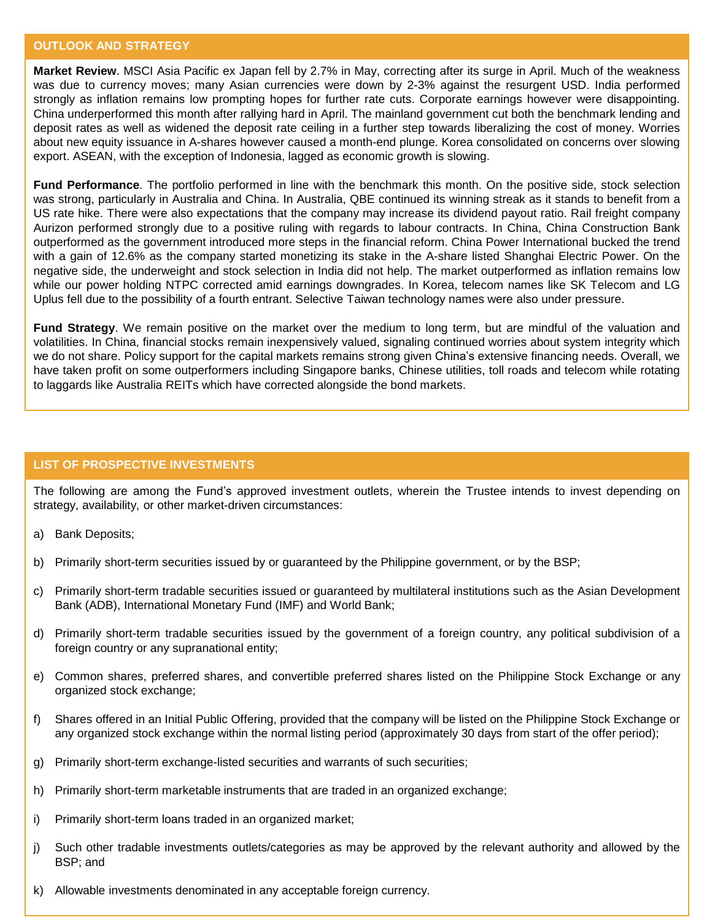## OUTLOOK AND STRATEGY

**Market Review**. MSCI Asia Pacific ex Japan fell by 2.7% in May, correcting after its surge in April. Much of the weakness was due to currency moves; many Asian currencies were down by 2-3% against the resurgent USD. India performed strongly as inflation remains low prompting hopes for further rate cuts. Corporate earnings however were disappointing. China underperformed this month after rallying hard in April. The mainland government cut both the benchmark lending and deposit rates as well as widened the deposit rate ceiling in a further step towards liberalizing the cost of money. Worries about new equity issuance in A-shares however caused a month-end plunge. Korea consolidated on concerns over slowing export. ASEAN, with the exception of Indonesia, lagged as economic growth is slowing.

**Fund Performance**. The portfolio performed in line with the benchmark this month. On the positive side, stock selection was strong, particularly in Australia and China. In Australia, QBE continued its winning streak as it stands to benefit from a US rate hike. There were also expectations that the company may increase its dividend payout ratio. Rail freight company Aurizon performed strongly due to a positive ruling with regards to labour contracts. In China, China Construction Bank outperformed as the government introduced more steps in the financial reform. China Power International bucked the trend with a gain of 12.6% as the company started monetizing its stake in the A-share listed Shanghai Electric Power. On the negative side, the underweight and stock selection in India did not help. The market outperformed as inflation remains low while our power holding NTPC corrected amid earnings downgrades. In Korea, telecom names like SK Telecom and LG Uplus fell due to the possibility of a fourth entrant. Selective Taiwan technology names were also under pressure.

**Fund Strategy**. We remain positive on the market over the medium to long term, but are mindful of the valuation and volatilities. In China, financial stocks remain inexpensively valued, signaling continued worries about system integrity which we do not share. Policy support for the capital markets remains strong given China's extensive financing needs. Overall, we have taken profit on some outperformers including Singapore banks, Chinese utilities, toll roads and telecom while rotating to laggards like Australia REITs which have corrected alongside the bond markets.

## LIST OF PROSPECTIVE INVESTMENTS

The following are among the Fund's approved investment outlets, wherein the Trustee intends to invest depending on strategy, availability, or other market-driven circumstances:

a) Bank Deposits;

b) Primarily short-term securities issued by or guaranteed by the Philippine government, or by the BSP;

c) Primarily short-term tradable securities issued or guaranteed by multilateral institutions such as the Asian Development Bank (ADB), International Monetary Fund (IMF) and World Bank;

d) Primarily short-term tradable securities issued by the government of a foreign country, any political subdivision of a foreign country or any supranational entity;

e) Common shares, preferred shares, and convertible preferred shares listed on the Philippine Stock Exchange or any organized stock exchange;

f) Shares offered in an Initial Public Offering, provided that the company will be listed on the Philippine Stock Exchange or any organized stock exchange within the normal listing period (approximately 30 days from start of the offer period);

g) Primarily short-term exchange-listed securities and warrants of such securities;

h) Primarily short-term marketable instruments that are traded in an organized exchange;

i) Primarily short-term loans traded in an organized market;

j) Such other tradable investments outlets/categories as may be approved by the relevant authority and allowed by the BSP; and

k) Allowable investments denominated in any acceptable foreign currency.